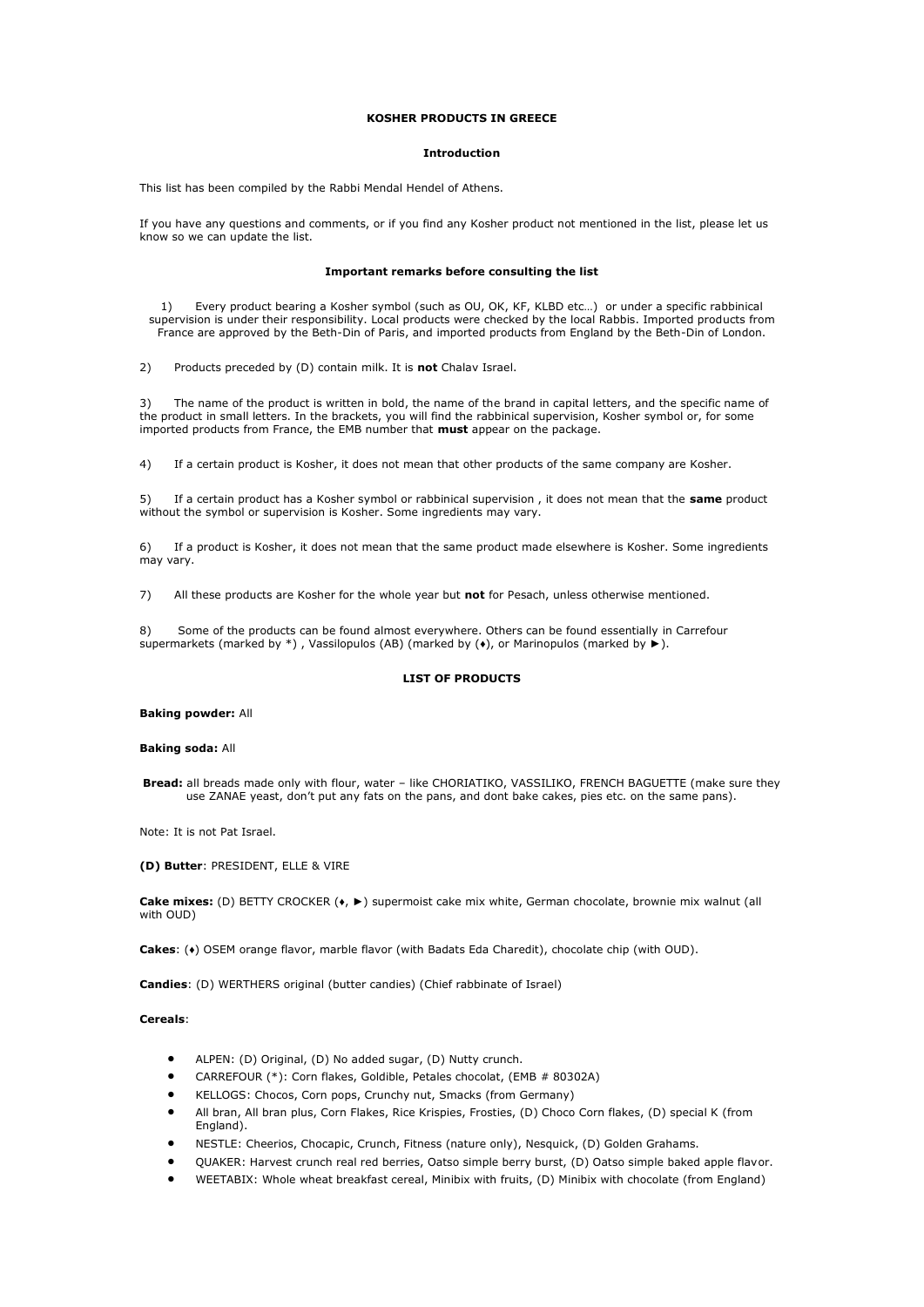# KOSHER PRODUCTS IN GREECE

## Introduction

This list has been compiled by the Rabbi Mendal Hendel of Athens.

If you have any questions and comments, or if you find any Kosher product not mentioned in the list, please let us know so we can update the list.

### Important remarks before consulting the list

1) Every product bearing a Kosher symbol (such as OU, OK, KF, KLBD etc…) or under a specific rabbinical supervision is under their responsibility. Local products were checked by the local Rabbis. Imported products from France are approved by the Beth-Din of Paris, and imported products from England by the Beth-Din of London.

2) Products preceded by (D) contain milk. It is **not** Chalav Israel.

3) The name of the product is written in bold, the name of the brand in capital letters, and the specific name of the product in small letters. In the brackets, you will find the rabbinical supervision, Kosher symbol or, for some imported products from France, the EMB number that **must** appear on the package.

4) If a certain product is Kosher, it does not mean that other products of the same company are Kosher.

5) If a certain product has a Kosher symbol or rabbinical supervision , it does not mean that the **same** product without the symbol or supervision is Kosher. Some ingredients may vary.

6) If a product is Kosher, it does not mean that the same product made elsewhere is Kosher. Some ingredients may vary.

7) All these products are Kosher for the whole year but **not** for Pesach, unless otherwise mentioned.

8) Some of the products can be found almost everywhere. Others can be found essentially in Carrefour supermarkets (marked by *) , Vassilopulos (AB) (marked by (♦), or Marinopulos (marked by ►).

### LIST OF PRODUCTS

**Baking powder:** All

**Baking soda:** All

**Bread:** all breads made only with flour, water – like CHORIATIKO, VASSILIKO, FRENCH BAGUETTE (make sure they use ZANAE yeast, don't put any fats on the pans, and dont bake cakes, pies etc. on the same pans).

Note: It is not Pat Israel.

**(D) Butter**: PRESIDENT, ELLE & VIRE

**Cake mixes:** (D) BETTY CROCKER (♦, ►) supermoist cake mix white, German chocolate, brownie mix walnut (all with OUD)

**Cakes**: (♦) OSEM orange flavor, marble flavor (with Badats Eda Charedit), chocolate chip (with OUD).

**Candies**: (D) WERTHERS original (butter candies) (Chief rabbinate of Israel)

**Cereals**:

- ALPEN: (D) Original, (D) No added sugar, (D) Nutty crunch.
- CARREFOUR (*): Corn flakes, Goldible, Petales chocolat, (EMB # 80302A)
- KELLOGS: Chocos, Corn pops, Crunchy nut, Smacks (from Germany)
- All bran, All bran plus, Corn Flakes, Rice Krispies, Frosties, (D) Choco Corn flakes, (D) special K (from England).
- NESTLE: Cheerios, Chocapic, Crunch, Fitness (nature only), Nesquick, (D) Golden Grahams.
- QUAKER: Harvest crunch real red berries, Oatso simple berry burst, (D) Oatso simple baked apple flavor.
- WEETABIX: Whole wheat breakfast cereal, Minibix with fruits, (D) Minibix with chocolate (from England)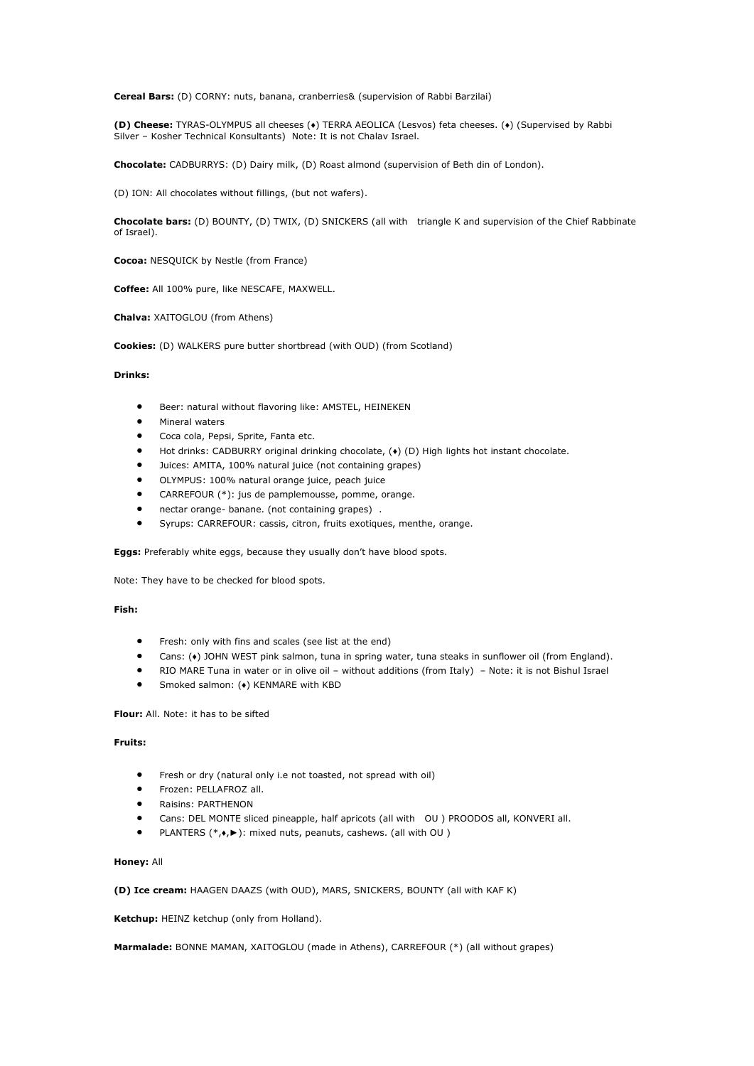**Cereal Bars:** (D) CORNY: nuts, banana, cranberries& (supervision of Rabbi Barzilai)

**(D) Cheese:** TYRAS-OLYMPUS all cheeses (♦) TERRA AEOLICA (Lesvos) feta cheeses. (♦) (Supervised by Rabbi Silver – Kosher Technical Konsultants) Note: It is not Chalav Israel.

**Chocolate:** CADBURRYS: (D) Dairy milk, (D) Roast almond (supervision of Beth din of London).

(D) ION: All chocolates without fillings, (but not wafers).

**Chocolate bars:** (D) BOUNTY, (D) TWIX, (D) SNICKERS (all with triangle K and supervision of the Chief Rabbinate of Israel).

**Cocoa:** NESQUICK by Nestle (from France)

**Coffee:** All 100% pure, like NESCAFE, MAXWELL.

**Chalva:** XAITOGLOU (from Athens)

**Cookies:** (D) WALKERS pure butter shortbread (with OUD) (from Scotland)

**Drinks:**

- Beer: natural without flavoring like: AMSTEL, HEINEKEN
- Mineral waters
- Coca cola, Pepsi, Sprite, Fanta etc.
- Hot drinks: CADBURRY original drinking chocolate, (♦) (D) High lights hot instant chocolate.
- Juices: AMITA, 100% natural juice (not containing grapes)
- OLYMPUS: 100% natural orange juice, peach juice
- CARREFOUR (*): jus de pamplemousse, pomme, orange.
- nectar orange- banane. (not containing grapes) .
- Syrups: CARREFOUR: cassis, citron, fruits exotiques, menthe, orange.

**Eggs:** Preferably white eggs, because they usually don't have blood spots.

Note: They have to be checked for blood spots.

**Fish:**

- Fresh: only with fins and scales (see list at the end)
- Cans: (♦) JOHN WEST pink salmon, tuna in spring water, tuna steaks in sunflower oil (from England).
- RIO MARE Tuna in water or in olive oil – without additions (from Italy) – Note: it is not Bishul Israel
- Smoked salmon: (♦) KENMARE with KBD

**Flour:** All. Note: it has to be sifted

**Fruits:**

- Fresh or dry (natural only i.e not toasted, not spread with oil)
- Frozen: PELLAFROZ all.
- Raisins: PARTHENON
- Cans: DEL MONTE sliced pineapple, half apricots (all with OU ) PROODOS all, KONVERI all.
- PLANTERS (*,♦,►): mixed nuts, peanuts, cashews. (all with OU )

**Honey:** All

**(D) Ice cream:** HAAGEN DAAZS (with OUD), MARS, SNICKERS, BOUNTY (all with KAF K)

**Ketchup:** HEINZ ketchup (only from Holland).

**Marmalade:** BONNE MAMAN, XAITOGLOU (made in Athens), CARREFOUR (*) (all without grapes)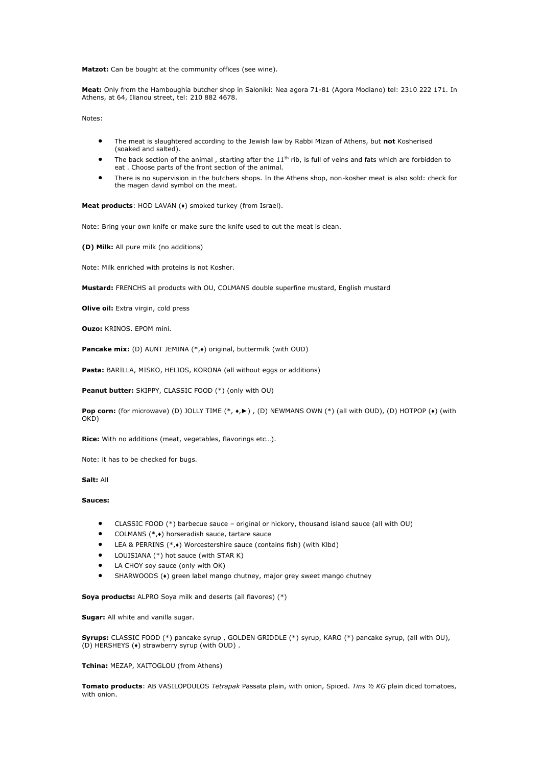**Matzot:** Can be bought at the community offices (see wine).

**Meat:** Only from the Hamboughia butcher shop in Saloniki: Nea agora 71-81 (Agora Modiano) tel: 2310 222 171. In Athens, at 64, Ilianou street, tel: 210 882 4678.

Notes:

- The meat is slaughtered according to the Jewish law by Rabbi Mizan of Athens, but **not** Kosherised (soaked and salted).
- The back section of the animal , starting after the 11th rib, is full of veins and fats which are forbidden to eat . Choose parts of the front section of the animal.
- There is no supervision in the butchers shops. In the Athens shop, non-kosher meat is also sold: check for the magen david symbol on the meat.

**Meat products**: HOD LAVAN (♦) smoked turkey (from Israel).

Note: Bring your own knife or make sure the knife used to cut the meat is clean.

**(D) Milk:** All pure milk (no additions)

Note: Milk enriched with proteins is not Kosher.

**Mustard:** FRENCHS all products with OU, COLMANS double superfine mustard, English mustard

**Olive oil:** Extra virgin, cold press

**Ouzo:** KRINOS. EPOM mini.

**Pancake mix:** (D) AUNT JEMINA (*,♦) original, buttermilk (with OUD)

**Pasta:** BARILLA, MISKO, HELIOS, KORONA (all without eggs or additions)

**Peanut butter:** SKIPPY, CLASSIC FOOD (*) (only with OU)

**Pop corn:** (for microwave) (D) JOLLY TIME (*, ♦,►) , (D) NEWMANS OWN (*) (all with OUD), (D) HOTPOP (♦) (with OKD)

**Rice:** With no additions (meat, vegetables, flavorings etc…).

Note: it has to be checked for bugs.

**Salt:** All

**Sauces:**

- CLASSIC FOOD (*) barbecue sauce – original or hickory, thousand island sauce (all with OU)
- COLMANS (*,♦) horseradish sauce, tartare sauce
- LEA & PERRINS (*,♦) Worcestershire sauce (contains fish) (with Klbd)
- LOUISIANA (*) hot sauce (with STAR K)
- LA CHOY soy sauce (only with OK)
- SHARWOODS (♦) green label mango chutney, major grey sweet mango chutney

**Soya products:** ALPRO Soya milk and deserts (all flavores) (*)

**Sugar:** All white and vanilla sugar.

**Syrups:** CLASSIC FOOD (*) pancake syrup , GOLDEN GRIDDLE (*) syrup, KARO (*) pancake syrup, (all with OU), (D) HERSHEYS (♦) strawberry syrup (with OUD) .

**Tchina:** MEZAP, XAITOGLOU (from Athens)

**Tomato products**: AB VASILOPOULOS *Tetrapak* Passata plain, with onion, Spiced. *Tins ½ KG* plain diced tomatoes, with onion.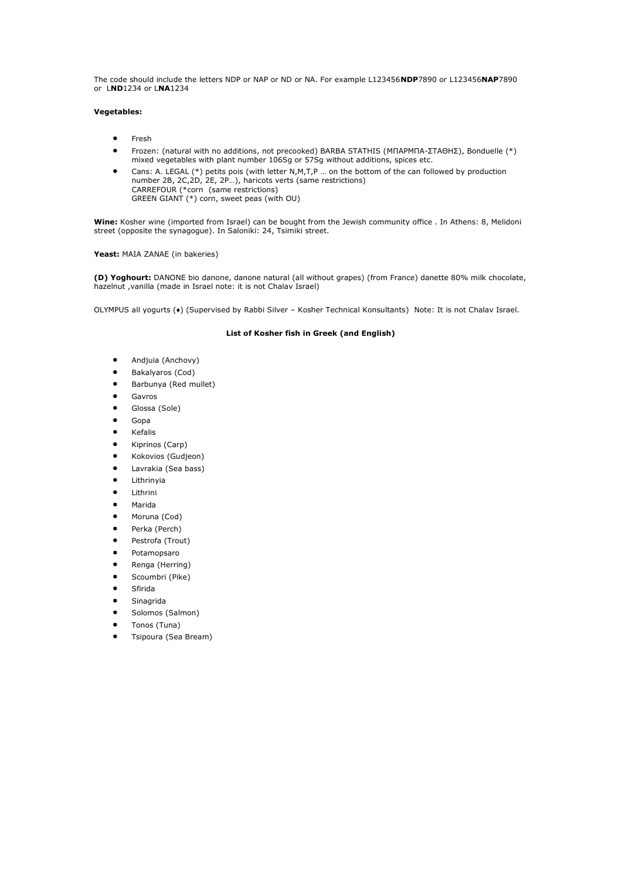The code should include the letters NDP or NAP or ND or NA. For example L123456**NDP**7890 or L123456**NAP**7890 or L**ND**1234 or L**NA**1234

**Vegetables:**

- Fresh
- Frozen: (natural with no additions, not precooked) BARBA STATHIS (ΜΠΑΡΜΠΑ-ΣΤΑΘΗΣ), Bonduelle (*) mixed vegetables with plant number 106Sg or 57Sg without additions, spices etc.
- Cans: A. LEGAL (*) petits pois (with letter N,M,T,P … on the bottom of the can followed by production number 2B, 2C,2D, 2E, 2P…), haricots verts (same restrictions)
  CARREFOUR (*corn (same restrictions)
  GREEN GIANT (*) corn, sweet peas (with OU)

**Wine:** Kosher wine (imported from Israel) can be bought from the Jewish community office . In Athens: 8, Melidoni street (opposite the synagogue). In Saloniki: 24, Tsimiki street.

**Yeast:** MAIA ZANAE (in bakeries)

**(D) Yoghourt:** DANONE bio danone, danone natural (all without grapes) (from France) danette 80% milk chocolate, hazelnut ,vanilla (made in Israel note: it is not Chalav Israel)

OLYMPUS all yogurts (♦) (Supervised by Rabbi Silver – Kosher Technical Konsultants) Note: It is not Chalav Israel.

**List of Kosher fish in Greek (and English)**

- Andjuia (Anchovy)
- Bakalyaros (Cod)
- Barbunya (Red mullet)
- Gavros
- Glossa (Sole)
- Gopa
- Kefalis
- Kiprinos (Carp)
- Kokovios (Gudjeon)
- Lavrakia (Sea bass)
- Lithrinyia
- Lithrini
- Marida
- Moruna (Cod)
- Perka (Perch)
- Pestrofa (Trout)
- Potamopsaro
- Renga (Herring)
- Scoumbri (Pike)
- Sfirida
- Sinagrida
- Solomos (Salmon)
- Tonos (Tuna)
- Tsipoura (Sea Bream)